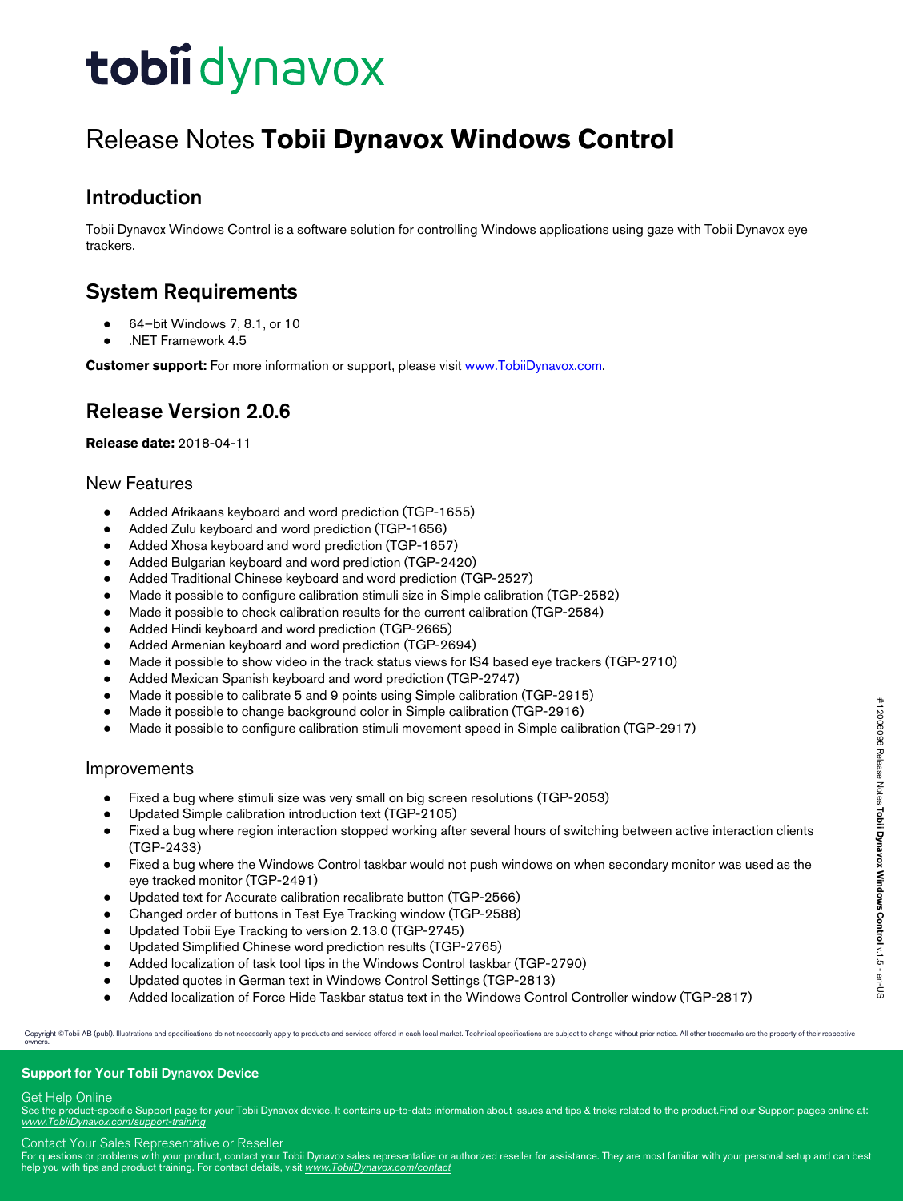# Release Notes **Tobii Dynavox Windows Control**

## Introduction

Tobii Dynavox Windows Control is a software solution for controlling Windows applications using gaze with Tobii Dynavox eye trackers.

## System Requirements

- 64–bit Windows 7, 8.1, or 10
- .NET Framework 4.5

**Customer support:** For more information or support, please visit www.TobiiDynavox.com.

## Release Version 2.0.6

**Release date:** 2018-04-11

### New Features

- Added Afrikaans keyboard and word prediction (TGP-1655)
- Added Zulu keyboard and word prediction (TGP-1656)
- Added Xhosa keyboard and word prediction (TGP-1657)
- Added Bulgarian keyboard and word prediction (TGP-2420)
- Added Traditional Chinese keyboard and word prediction (TGP-2527)
- Made it possible to configure calibration stimuli size in Simple calibration (TGP-2582)
- Made it possible to check calibration results for the current calibration (TGP-2584)
- Added Hindi keyboard and word prediction (TGP-2665)
- Added Armenian keyboard and word prediction (TGP-2694)
- Made it possible to show video in the track status views for IS4 based eye trackers (TGP-2710)
- Added Mexican Spanish keyboard and word prediction (TGP-2747)
- Made it possible to calibrate 5 and 9 points using Simple calibration (TGP-2915)
- Made it possible to change background color in Simple calibration (TGP-2916)
- Made it possible to configure calibration stimuli movement speed in Simple calibration (TGP-2917)

### Improvements

- Fixed a bug where stimuli size was very small on big screen resolutions (TGP-2053)
- Updated Simple calibration introduction text (TGP-2105)
- Fixed a bug where region interaction stopped working after several hours of switching between active interaction clients (TGP-2433)
- Fixed a bug where the Windows Control taskbar would not push windows on when secondary monitor was used as the eye tracked monitor (TGP-2491)
- Updated text for Accurate calibration recalibrate button (TGP-2566)
- Changed order of buttons in Test Eye Tracking window (TGP-2588)
- Updated Tobii Eye Tracking to version 2.13.0 (TGP-2745)
- Updated Simplified Chinese word prediction results (TGP-2765)
- Added localization of task tool tips in the Windows Control taskbar (TGP-2790)
- Updated quotes in German text in Windows Control Settings (TGP-2813)
- Added localization of Force Hide Taskbar status text in the Windows Control Controller window (TGP-2817)

Copyright ©Tobii AB (publ). Illustrations and specifications do not necessarily apply to products and services offered in each local market. Technical specifications are subject to change without prior notice. All other trademarks are the property of their respective owners.

**Support for Your Tobii Dynavox Device**

Get Help Online
See the product-specific Support page for your Tobii Dynavox device. It contains up-to-date information about issues and tips & tricks related to the product.Find our Support pages online at: *www.TobiiDynavox.com/support-training*

Contact Your Sales Representative or Reseller
For questions or problems with your product, contact your Tobii Dynavox sales representative or authorized reseller for assistance. They are most familiar with your personal setup and can best help you with tips and product training. For contact details, visit *www.TobiiDynavox.com/contact*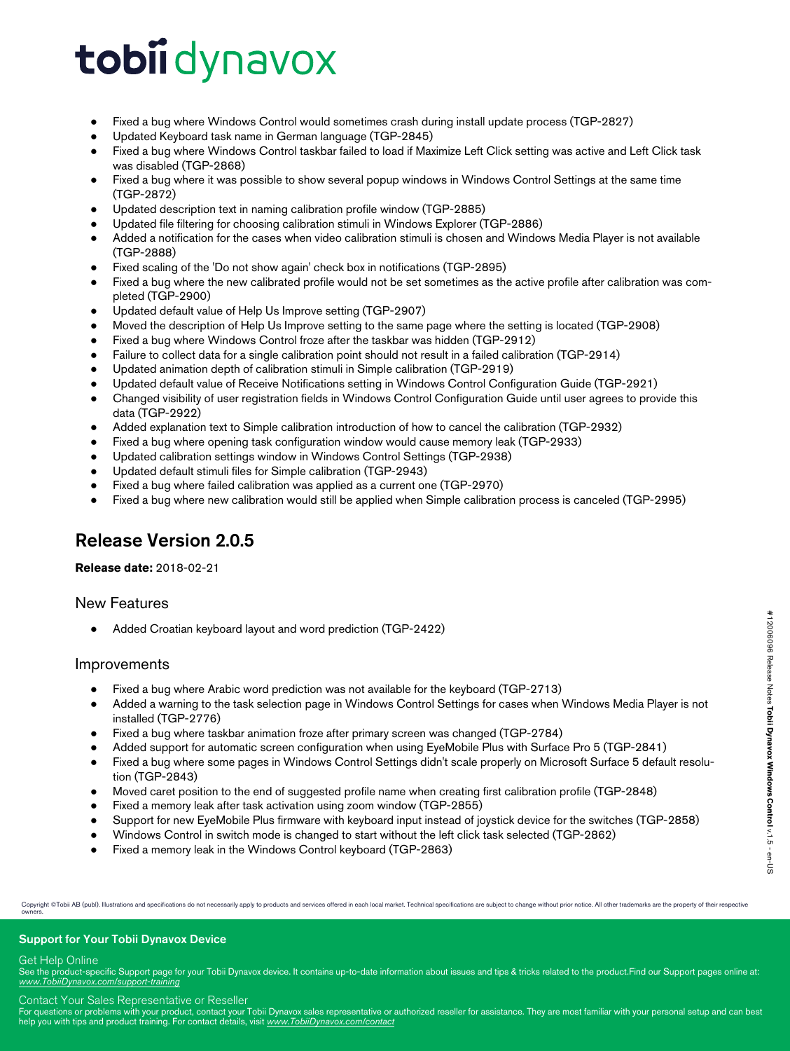- Fixed a bug where Windows Control would sometimes crash during install update process (TGP-2827)
- Updated Keyboard task name in German language (TGP-2845)
- Fixed a bug where Windows Control taskbar failed to load if Maximize Left Click setting was active and Left Click task was disabled (TGP-2868)
- Fixed a bug where it was possible to show several popup windows in Windows Control Settings at the same time (TGP-2872)
- Updated description text in naming calibration profile window (TGP-2885)
- Updated file filtering for choosing calibration stimuli in Windows Explorer (TGP-2886)
- Added a notification for the cases when video calibration stimuli is chosen and Windows Media Player is not available (TGP-2888)
- Fixed scaling of the 'Do not show again' check box in notifications (TGP-2895)
- Fixed a bug where the new calibrated profile would not be set sometimes as the active profile after calibration was completed (TGP-2900)
- Updated default value of Help Us Improve setting (TGP-2907)
- Moved the description of Help Us Improve setting to the same page where the setting is located (TGP-2908)
- Fixed a bug where Windows Control froze after the taskbar was hidden (TGP-2912)
- Failure to collect data for a single calibration point should not result in a failed calibration (TGP-2914)
- Updated animation depth of calibration stimuli in Simple calibration (TGP-2919)
- Updated default value of Receive Notifications setting in Windows Control Configuration Guide (TGP-2921)
- Changed visibility of user registration fields in Windows Control Configuration Guide until user agrees to provide this data (TGP-2922)
- Added explanation text to Simple calibration introduction of how to cancel the calibration (TGP-2932)
- Fixed a bug where opening task configuration window would cause memory leak (TGP-2933)
- Updated calibration settings window in Windows Control Settings (TGP-2938)
- Updated default stimuli files for Simple calibration (TGP-2943)
- Fixed a bug where failed calibration was applied as a current one (TGP-2970)
- Fixed a bug where new calibration would still be applied when Simple calibration process is canceled (TGP-2995)

## Release Version 2.0.5

**Release date:** 2018-02-21

### New Features

- Added Croatian keyboard layout and word prediction (TGP-2422)

### Improvements

- Fixed a bug where Arabic word prediction was not available for the keyboard (TGP-2713)
- Added a warning to the task selection page in Windows Control Settings for cases when Windows Media Player is not installed (TGP-2776)
- Fixed a bug where taskbar animation froze after primary screen was changed (TGP-2784)
- Added support for automatic screen configuration when using EyeMobile Plus with Surface Pro 5 (TGP-2841)
- Fixed a bug where some pages in Windows Control Settings didn't scale properly on Microsoft Surface 5 default resolution (TGP-2843)
- Moved caret position to the end of suggested profile name when creating first calibration profile (TGP-2848)
- Fixed a memory leak after task activation using zoom window (TGP-2855)
- Support for new EyeMobile Plus firmware with keyboard input instead of joystick device for the switches (TGP-2858)
- Windows Control in switch mode is changed to start without the left click task selected (TGP-2862)
- Fixed a memory leak in the Windows Control keyboard (TGP-2863)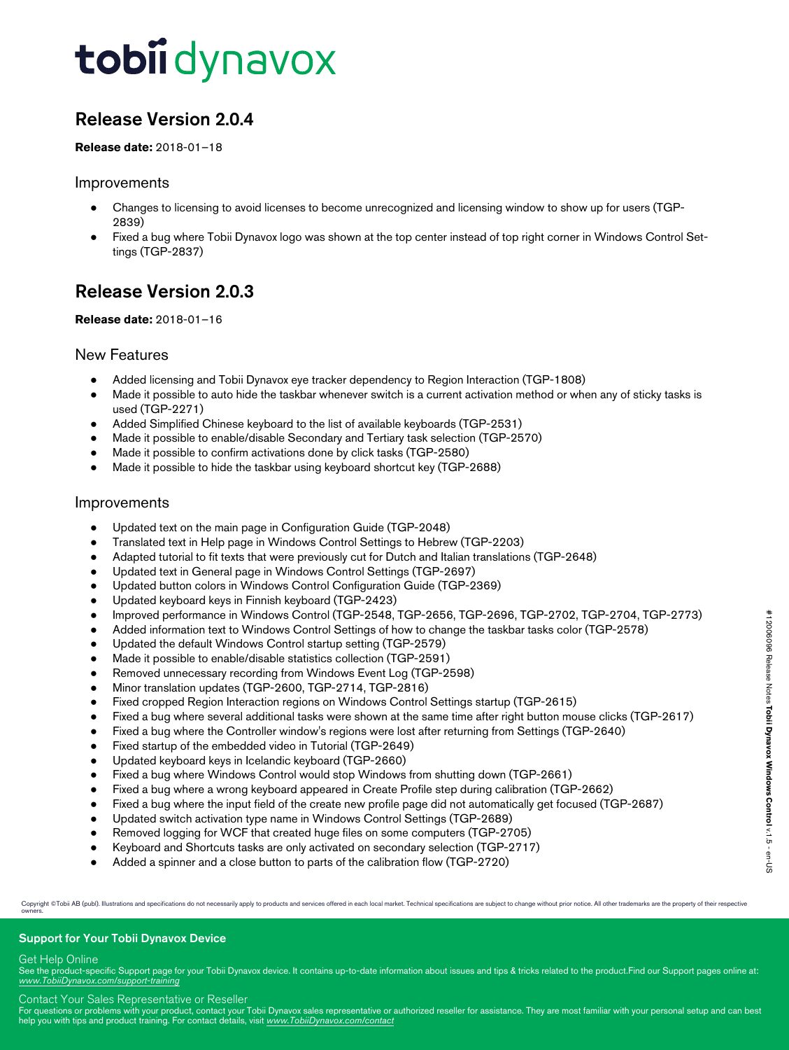## Release Version 2.0.4

**Release date:** 2018-01–18

### Improvements

- Changes to licensing to avoid licenses to become unrecognized and licensing window to show up for users (TGP-2839)
- Fixed a bug where Tobii Dynavox logo was shown at the top center instead of top right corner in Windows Control Settings (TGP-2837)

## Release Version 2.0.3

**Release date:** 2018-01–16

### New Features

- Added licensing and Tobii Dynavox eye tracker dependency to Region Interaction (TGP-1808)
- Made it possible to auto hide the taskbar whenever switch is a current activation method or when any of sticky tasks is used (TGP-2271)
- Added Simplified Chinese keyboard to the list of available keyboards (TGP-2531)
- Made it possible to enable/disable Secondary and Tertiary task selection (TGP-2570)
- Made it possible to confirm activations done by click tasks (TGP-2580)
- Made it possible to hide the taskbar using keyboard shortcut key (TGP-2688)

### Improvements

- Updated text on the main page in Configuration Guide (TGP-2048)
- Translated text in Help page in Windows Control Settings to Hebrew (TGP-2203)
- Adapted tutorial to fit texts that were previously cut for Dutch and Italian translations (TGP-2648)
- Updated text in General page in Windows Control Settings (TGP-2697)
- Updated button colors in Windows Control Configuration Guide (TGP-2369)
- Updated keyboard keys in Finnish keyboard (TGP-2423)
- Improved performance in Windows Control (TGP-2548, TGP-2656, TGP-2696, TGP-2702, TGP-2704, TGP-2773)
- Added information text to Windows Control Settings of how to change the taskbar tasks color (TGP-2578)
- Updated the default Windows Control startup setting (TGP-2579)
- Made it possible to enable/disable statistics collection (TGP-2591)
- Removed unnecessary recording from Windows Event Log (TGP-2598)
- Minor translation updates (TGP-2600, TGP-2714, TGP-2816)
- Fixed cropped Region Interaction regions on Windows Control Settings startup (TGP-2615)
- Fixed a bug where several additional tasks were shown at the same time after right button mouse clicks (TGP-2617)
- Fixed a bug where the Controller window's regions were lost after returning from Settings (TGP-2640)
- Fixed startup of the embedded video in Tutorial (TGP-2649)
- Updated keyboard keys in Icelandic keyboard (TGP-2660)
- Fixed a bug where Windows Control would stop Windows from shutting down (TGP-2661)
- Fixed a bug where a wrong keyboard appeared in Create Profile step during calibration (TGP-2662)
- Fixed a bug where the input field of the create new profile page did not automatically get focused (TGP-2687)
- Updated switch activation type name in Windows Control Settings (TGP-2689)
- Removed logging for WCF that created huge files on some computers (TGP-2705)
- Keyboard and Shortcuts tasks are only activated on secondary selection (TGP-2717)
- Added a spinner and a close button to parts of the calibration flow (TGP-2720)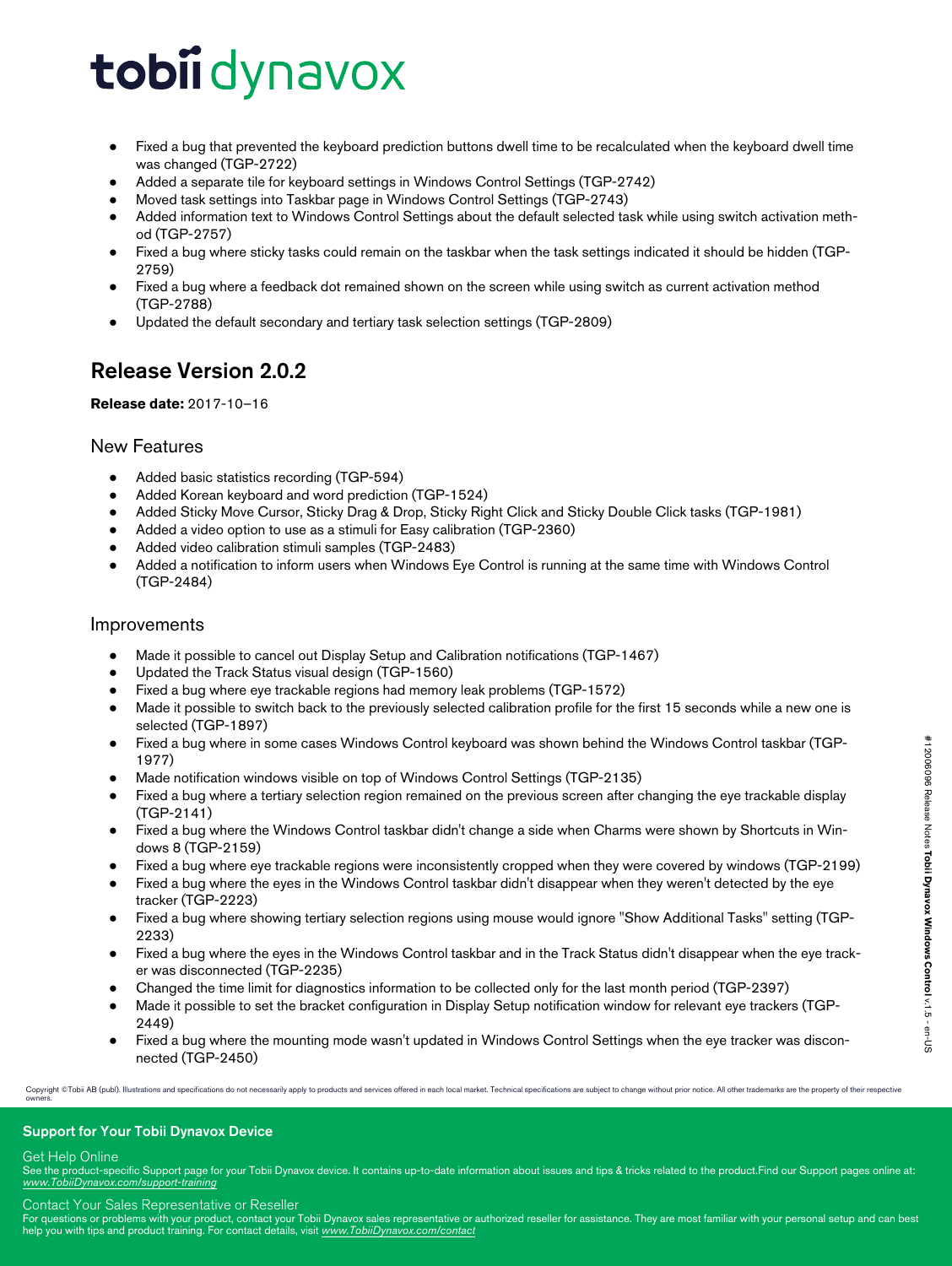- Fixed a bug that prevented the keyboard prediction buttons dwell time to be recalculated when the keyboard dwell time was changed (TGP-2722)
- Added a separate tile for keyboard settings in Windows Control Settings (TGP-2742)
- Moved task settings into Taskbar page in Windows Control Settings (TGP-2743)
- Added information text to Windows Control Settings about the default selected task while using switch activation method (TGP-2757)
- Fixed a bug where sticky tasks could remain on the taskbar when the task settings indicated it should be hidden (TGP-2759)
- Fixed a bug where a feedback dot remained shown on the screen while using switch as current activation method (TGP-2788)
- Updated the default secondary and tertiary task selection settings (TGP-2809)

## Release Version 2.0.2

**Release date:** 2017-10–16

### New Features

- Added basic statistics recording (TGP-594)
- Added Korean keyboard and word prediction (TGP-1524)
- Added Sticky Move Cursor, Sticky Drag & Drop, Sticky Right Click and Sticky Double Click tasks (TGP-1981)
- Added a video option to use as a stimuli for Easy calibration (TGP-2360)
- Added video calibration stimuli samples (TGP-2483)
- Added a notification to inform users when Windows Eye Control is running at the same time with Windows Control (TGP-2484)

### Improvements

- Made it possible to cancel out Display Setup and Calibration notifications (TGP-1467)
- Updated the Track Status visual design (TGP-1560)
- Fixed a bug where eye trackable regions had memory leak problems (TGP-1572)
- Made it possible to switch back to the previously selected calibration profile for the first 15 seconds while a new one is selected (TGP-1897)
- Fixed a bug where in some cases Windows Control keyboard was shown behind the Windows Control taskbar (TGP-1977)
- Made notification windows visible on top of Windows Control Settings (TGP-2135)
- Fixed a bug where a tertiary selection region remained on the previous screen after changing the eye trackable display (TGP-2141)
- Fixed a bug where the Windows Control taskbar didn't change a side when Charms were shown by Shortcuts in Windows 8 (TGP-2159)
- Fixed a bug where eye trackable regions were inconsistently cropped when they were covered by windows (TGP-2199)
- Fixed a bug where the eyes in the Windows Control taskbar didn't disappear when they weren't detected by the eye tracker (TGP-2223)
- Fixed a bug where showing tertiary selection regions using mouse would ignore "Show Additional Tasks" setting (TGP-2233)
- Fixed a bug where the eyes in the Windows Control taskbar and in the Track Status didn't disappear when the eye tracker was disconnected (TGP-2235)
- Changed the time limit for diagnostics information to be collected only for the last month period (TGP-2397)
- Made it possible to set the bracket configuration in Display Setup notification window for relevant eye trackers (TGP-2449)
- Fixed a bug where the mounting mode wasn't updated in Windows Control Settings when the eye tracker was disconnected (TGP-2450)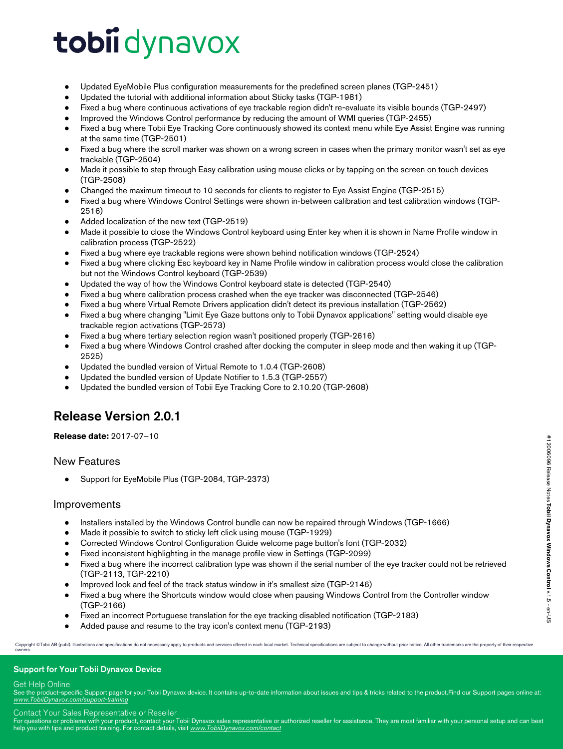- Updated EyeMobile Plus configuration measurements for the predefined screen planes (TGP-2451)
- Updated the tutorial with additional information about Sticky tasks (TGP-1981)
- Fixed a bug where continuous activations of eye trackable region didn't re-evaluate its visible bounds (TGP-2497)
- Improved the Windows Control performance by reducing the amount of WMI queries (TGP-2455)
- Fixed a bug where Tobii Eye Tracking Core continuously showed its context menu while Eye Assist Engine was running at the same time (TGP-2501)
- Fixed a bug where the scroll marker was shown on a wrong screen in cases when the primary monitor wasn't set as eye trackable (TGP-2504)
- Made it possible to step through Easy calibration using mouse clicks or by tapping on the screen on touch devices (TGP-2508)
- Changed the maximum timeout to 10 seconds for clients to register to Eye Assist Engine (TGP-2515)
- Fixed a bug where Windows Control Settings were shown in-between calibration and test calibration windows (TGP-2516)
- Added localization of the new text (TGP-2519)
- Made it possible to close the Windows Control keyboard using Enter key when it is shown in Name Profile window in calibration process (TGP-2522)
- Fixed a bug where eye trackable regions were shown behind notification windows (TGP-2524)
- Fixed a bug where clicking Esc keyboard key in Name Profile window in calibration process would close the calibration but not the Windows Control keyboard (TGP-2539)
- Updated the way of how the Windows Control keyboard state is detected (TGP-2540)
- Fixed a bug where calibration process crashed when the eye tracker was disconnected (TGP-2546)
- Fixed a bug where Virtual Remote Drivers application didn't detect its previous installation (TGP-2562)
- Fixed a bug where changing "Limit Eye Gaze buttons only to Tobii Dynavox applications" setting would disable eye trackable region activations (TGP-2573)
- Fixed a bug where tertiary selection region wasn't positioned properly (TGP-2616)
- Fixed a bug where Windows Control crashed after docking the computer in sleep mode and then waking it up (TGP-2525)
- Updated the bundled version of Virtual Remote to 1.0.4 (TGP-2608)
- Updated the bundled version of Update Notifier to 1.5.3 (TGP-2557)
- Updated the bundled version of Tobii Eye Tracking Core to 2.10.20 (TGP-2608)

## Release Version 2.0.1

**Release date:** 2017-07–10

### New Features

- Support for EyeMobile Plus (TGP-2084, TGP-2373)

### Improvements

- Installers installed by the Windows Control bundle can now be repaired through Windows (TGP-1666)
- Made it possible to switch to sticky left click using mouse (TGP-1929)
- Corrected Windows Control Configuration Guide welcome page button's font (TGP-2032)
- Fixed inconsistent highlighting in the manage profile view in Settings (TGP-2099)
- Fixed a bug where the incorrect calibration type was shown if the serial number of the eye tracker could not be retrieved (TGP-2113, TGP-2210)
- Improved look and feel of the track status window in it's smallest size (TGP-2146)
- Fixed a bug where the Shortcuts window would close when pausing Windows Control from the Controller window (TGP-2166)
- Fixed an incorrect Portuguese translation for the eye tracking disabled notification (TGP-2183)
- Added pause and resume to the tray icon's context menu (TGP-2193)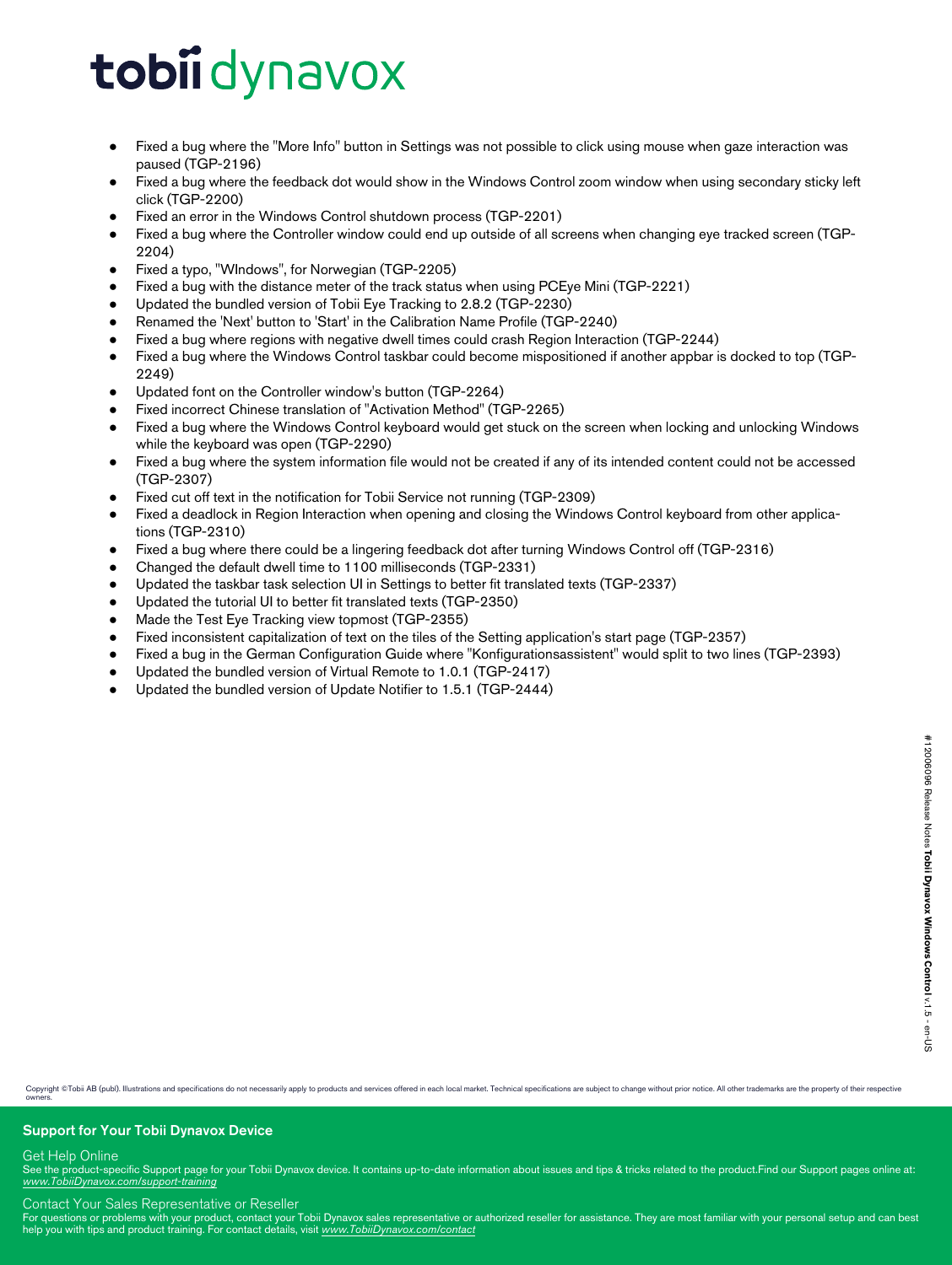- Fixed a bug where the "More Info" button in Settings was not possible to click using mouse when gaze interaction was paused (TGP-2196)
- Fixed a bug where the feedback dot would show in the Windows Control zoom window when using secondary sticky left click (TGP-2200)
- Fixed an error in the Windows Control shutdown process (TGP-2201)
- Fixed a bug where the Controller window could end up outside of all screens when changing eye tracked screen (TGP-2204)
- Fixed a typo, "WIndows", for Norwegian (TGP-2205)
- Fixed a bug with the distance meter of the track status when using PCEye Mini (TGP-2221)
- Updated the bundled version of Tobii Eye Tracking to 2.8.2 (TGP-2230)
- Renamed the 'Next' button to 'Start' in the Calibration Name Profile (TGP-2240)
- Fixed a bug where regions with negative dwell times could crash Region Interaction (TGP-2244)
- Fixed a bug where the Windows Control taskbar could become mispositioned if another appbar is docked to top (TGP-2249)
- Updated font on the Controller window's button (TGP-2264)
- Fixed incorrect Chinese translation of "Activation Method" (TGP-2265)
- Fixed a bug where the Windows Control keyboard would get stuck on the screen when locking and unlocking Windows while the keyboard was open (TGP-2290)
- Fixed a bug where the system information file would not be created if any of its intended content could not be accessed (TGP-2307)
- Fixed cut off text in the notification for Tobii Service not running (TGP-2309)
- Fixed a deadlock in Region Interaction when opening and closing the Windows Control keyboard from other applications (TGP-2310)
- Fixed a bug where there could be a lingering feedback dot after turning Windows Control off (TGP-2316)
- Changed the default dwell time to 1100 milliseconds (TGP-2331)
- Updated the taskbar task selection UI in Settings to better fit translated texts (TGP-2337)
- Updated the tutorial UI to better fit translated texts (TGP-2350)
- Made the Test Eye Tracking view topmost (TGP-2355)
- Fixed inconsistent capitalization of text on the tiles of the Setting application's start page (TGP-2357)
- Fixed a bug in the German Configuration Guide where "Konfigurationsassistent" would split to two lines (TGP-2393)
- Updated the bundled version of Virtual Remote to 1.0.1 (TGP-2417)
- Updated the bundled version of Update Notifier to 1.5.1 (TGP-2444)

Copyright ©Tobii AB (publ). Illustrations and specifications do not necessarily apply to products and services offered in each local market. Technical specifications are subject to change without prior notice. All other trademarks are the property of their respective owners.

## Support for Your Tobii Dynavox Device

### Get Help Online

See the product-specific Support page for your Tobii Dynavox device. It contains up-to-date information about issues and tips & tricks related to the product.Find our Support pages online at: *www.TobiiDynavox.com/support-training*

### Contact Your Sales Representative or Reseller

For questions or problems with your product, contact your Tobii Dynavox sales representative or authorized reseller for assistance. They are most familiar with your personal setup and can best help you with tips and product training. For contact details, visit *www.TobiiDynavox.com/contact*